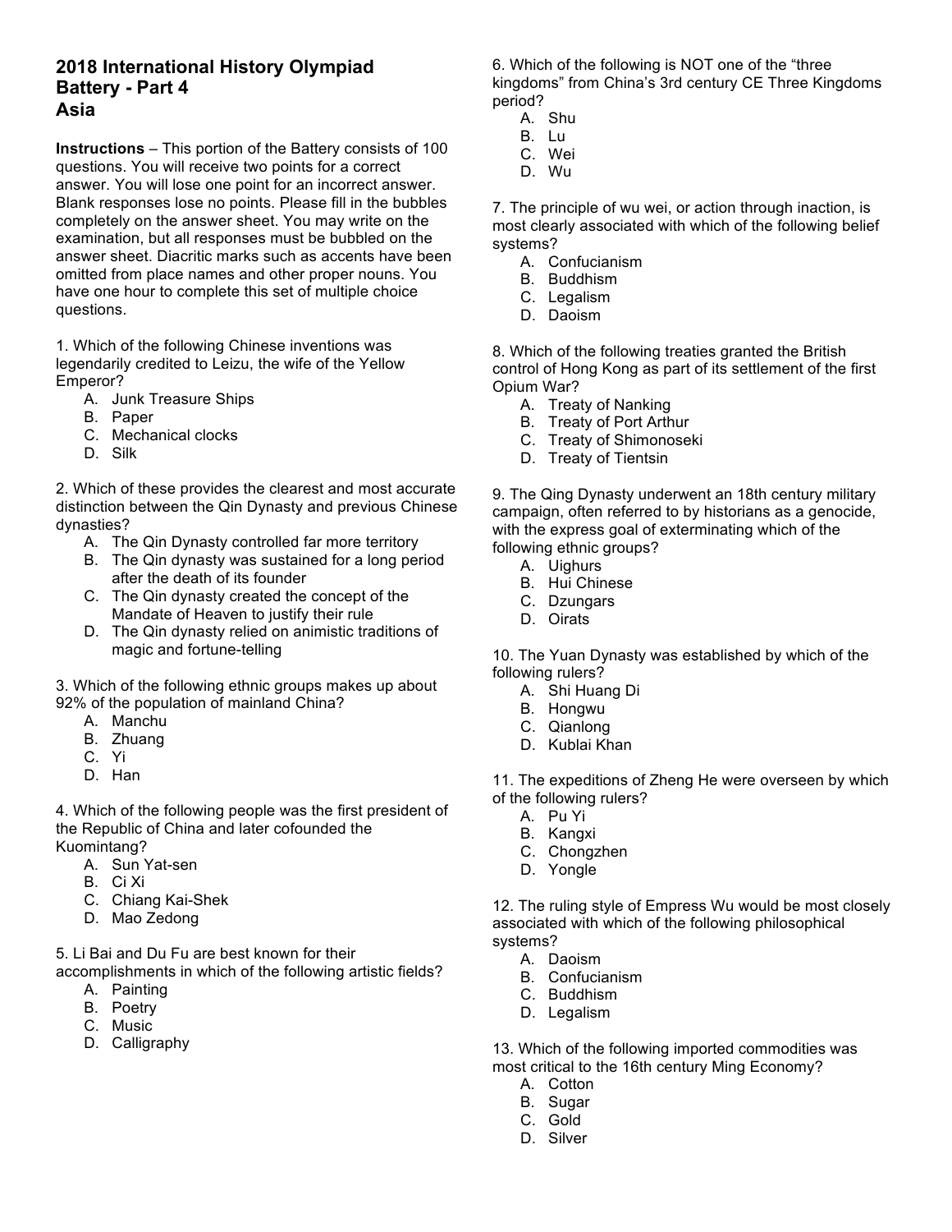# 2018 International History Olympiad
## Battery - Part 4
## Asia

**Instructions** – This portion of the Battery consists of 100 questions. You will receive two points for a correct answer. You will lose one point for an incorrect answer. Blank responses lose no points. Please fill in the bubbles completely on the answer sheet. You may write on the examination, but all responses must be bubbled on the answer sheet. Diacritic marks such as accents have been omitted from place names and other proper nouns. You have one hour to complete this set of multiple choice questions.

1. Which of the following Chinese inventions was legendarily credited to Leizu, the wife of the Yellow Emperor?
   A. Junk Treasure Ships
   B. Paper
   C. Mechanical clocks
   D. Silk

2. Which of these provides the clearest and most accurate distinction between the Qin Dynasty and previous Chinese dynasties?
   A. The Qin Dynasty controlled far more territory
   B. The Qin dynasty was sustained for a long period after the death of its founder
   C. The Qin dynasty created the concept of the Mandate of Heaven to justify their rule
   D. The Qin dynasty relied on animistic traditions of magic and fortune-telling

3. Which of the following ethnic groups makes up about 92% of the population of mainland China?
   A. Manchu
   B. Zhuang
   C. Yi
   D. Han

4. Which of the following people was the first president of the Republic of China and later cofounded the Kuomintang?
   A. Sun Yat-sen
   B. Ci Xi
   C. Chiang Kai-Shek
   D. Mao Zedong

5. Li Bai and Du Fu are best known for their accomplishments in which of the following artistic fields?
   A. Painting
   B. Poetry
   C. Music
   D. Calligraphy

6. Which of the following is NOT one of the "three kingdoms" from China's 3rd century CE Three Kingdoms period?
   A. Shu
   B. Lu
   C. Wei
   D. Wu

7. The principle of wu wei, or action through inaction, is most clearly associated with which of the following belief systems?
   A. Confucianism
   B. Buddhism
   C. Legalism
   D. Daoism

8. Which of the following treaties granted the British control of Hong Kong as part of its settlement of the first Opium War?
   A. Treaty of Nanking
   B. Treaty of Port Arthur
   C. Treaty of Shimonoseki
   D. Treaty of Tientsin

9. The Qing Dynasty underwent an 18th century military campaign, often referred to by historians as a genocide, with the express goal of exterminating which of the following ethnic groups?
   A. Uighurs
   B. Hui Chinese
   C. Dzungars
   D. Oirats

10. The Yuan Dynasty was established by which of the following rulers?
   A. Shi Huang Di
   B. Hongwu
   C. Qianlong
   D. Kublai Khan

11. The expeditions of Zheng He were overseen by which of the following rulers?
   A. Pu Yi
   B. Kangxi
   C. Chongzhen
   D. Yongle

12. The ruling style of Empress Wu would be most closely associated with which of the following philosophical systems?
   A. Daoism
   B. Confucianism
   C. Buddhism
   D. Legalism

13. Which of the following imported commodities was most critical to the 16th century Ming Economy?
   A. Cotton
   B. Sugar
   C. Gold
   D. Silver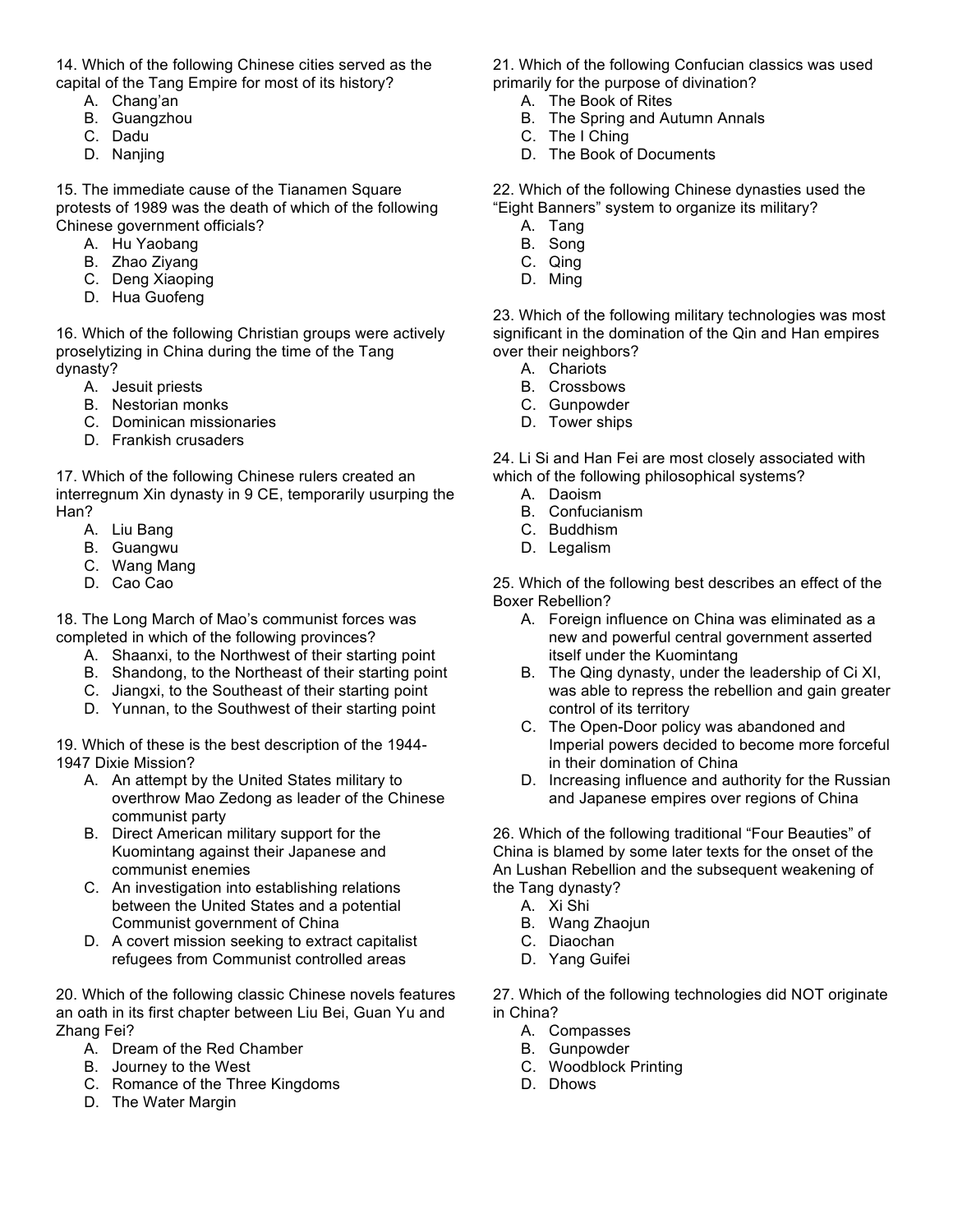14. Which of the following Chinese cities served as the capital of the Tang Empire for most of its history?

A. Chang'an
B. Guangzhou
C. Dadu
D. Nanjing

15. The immediate cause of the Tianamen Square protests of 1989 was the death of which of the following Chinese government officials?

A. Hu Yaobang
B. Zhao Ziyang
C. Deng Xiaoping
D. Hua Guofeng

16. Which of the following Christian groups were actively proselytizing in China during the time of the Tang dynasty?

A. Jesuit priests
B. Nestorian monks
C. Dominican missionaries
D. Frankish crusaders

17. Which of the following Chinese rulers created an interregnum Xin dynasty in 9 CE, temporarily usurping the Han?

A. Liu Bang
B. Guangwu
C. Wang Mang
D. Cao Cao

18. The Long March of Mao's communist forces was completed in which of the following provinces?

A. Shaanxi, to the Northwest of their starting point
B. Shandong, to the Northeast of their starting point
C. Jiangxi, to the Southeast of their starting point
D. Yunnan, to the Southwest of their starting point

19. Which of these is the best description of the 1944-1947 Dixie Mission?

A. An attempt by the United States military to overthrow Mao Zedong as leader of the Chinese communist party
B. Direct American military support for the Kuomintang against their Japanese and communist enemies
C. An investigation into establishing relations between the United States and a potential Communist government of China
D. A covert mission seeking to extract capitalist refugees from Communist controlled areas

20. Which of the following classic Chinese novels features an oath in its first chapter between Liu Bei, Guan Yu and Zhang Fei?

A. Dream of the Red Chamber
B. Journey to the West
C. Romance of the Three Kingdoms
D. The Water Margin

21. Which of the following Confucian classics was used primarily for the purpose of divination?

A. The Book of Rites
B. The Spring and Autumn Annals
C. The I Ching
D. The Book of Documents

22. Which of the following Chinese dynasties used the "Eight Banners" system to organize its military?

A. Tang
B. Song
C. Qing
D. Ming

23. Which of the following military technologies was most significant in the domination of the Qin and Han empires over their neighbors?

A. Chariots
B. Crossbows
C. Gunpowder
D. Tower ships

24. Li Si and Han Fei are most closely associated with which of the following philosophical systems?

A. Daoism
B. Confucianism
C. Buddhism
D. Legalism

25. Which of the following best describes an effect of the Boxer Rebellion?

A. Foreign influence on China was eliminated as a new and powerful central government asserted itself under the Kuomintang
B. The Qing dynasty, under the leadership of Ci XI, was able to repress the rebellion and gain greater control of its territory
C. The Open-Door policy was abandoned and Imperial powers decided to become more forceful in their domination of China
D. Increasing influence and authority for the Russian and Japanese empires over regions of China

26. Which of the following traditional "Four Beauties" of China is blamed by some later texts for the onset of the An Lushan Rebellion and the subsequent weakening of the Tang dynasty?

A. Xi Shi
B. Wang Zhaojun
C. Diaochan
D. Yang Guifei

27. Which of the following technologies did NOT originate in China?

A. Compasses
B. Gunpowder
C. Woodblock Printing
D. Dhows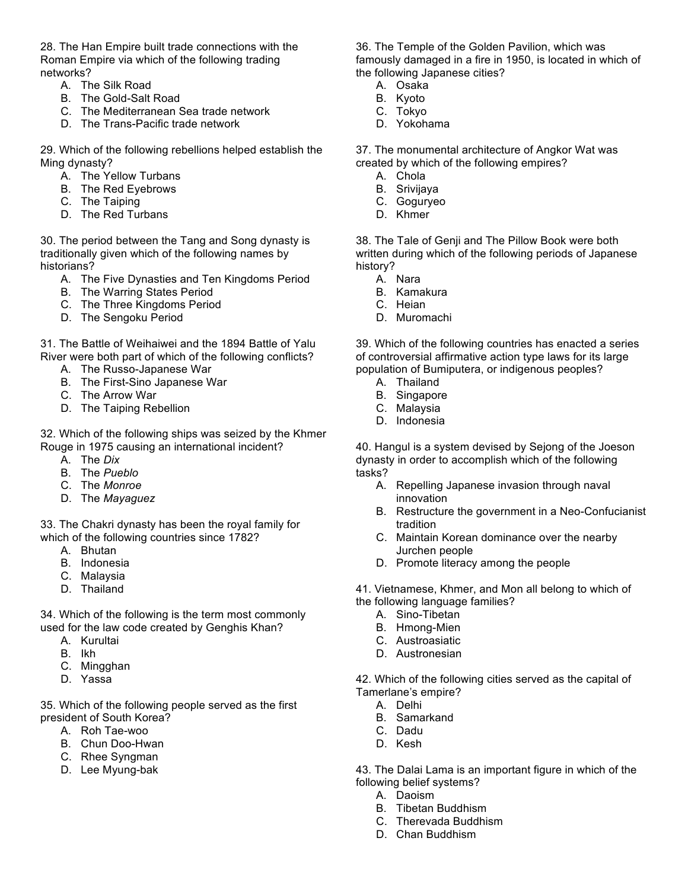28. The Han Empire built trade connections with the Roman Empire via which of the following trading networks?

A. The Silk Road
B. The Gold-Salt Road
C. The Mediterranean Sea trade network
D. The Trans-Pacific trade network

29. Which of the following rebellions helped establish the Ming dynasty?

A. The Yellow Turbans
B. The Red Eyebrows
C. The Taiping
D. The Red Turbans

30. The period between the Tang and Song dynasty is traditionally given which of the following names by historians?

A. The Five Dynasties and Ten Kingdoms Period
B. The Warring States Period
C. The Three Kingdoms Period
D. The Sengoku Period

31. The Battle of Weihaiwei and the 1894 Battle of Yalu River were both part of which of the following conflicts?

A. The Russo-Japanese War
B. The First-Sino Japanese War
C. The Arrow War
D. The Taiping Rebellion

32. Which of the following ships was seized by the Khmer Rouge in 1975 causing an international incident?

A. The *Dix*
B. The *Pueblo*
C. The *Monroe*
D. The *Mayaguez*

33. The Chakri dynasty has been the royal family for which of the following countries since 1782?

A. Bhutan
B. Indonesia
C. Malaysia
D. Thailand

34. Which of the following is the term most commonly used for the law code created by Genghis Khan?

A. Kurultai
B. Ikh
C. Mingghan
D. Yassa

35. Which of the following people served as the first president of South Korea?

A. Roh Tae-woo
B. Chun Doo-Hwan
C. Rhee Syngman
D. Lee Myung-bak

36. The Temple of the Golden Pavilion, which was famously damaged in a fire in 1950, is located in which of the following Japanese cities?

A. Osaka
B. Kyoto
C. Tokyo
D. Yokohama

37. The monumental architecture of Angkor Wat was created by which of the following empires?

A. Chola
B. Srivijaya
C. Goguryeo
D. Khmer

38. The Tale of Genji and The Pillow Book were both written during which of the following periods of Japanese history?

A. Nara
B. Kamakura
C. Heian
D. Muromachi

39. Which of the following countries has enacted a series of controversial affirmative action type laws for its large population of Bumiputera, or indigenous peoples?

A. Thailand
B. Singapore
C. Malaysia
D. Indonesia

40. Hangul is a system devised by Sejong of the Joeson dynasty in order to accomplish which of the following tasks?

A. Repelling Japanese invasion through naval innovation
B. Restructure the government in a Neo-Confucianist tradition
C. Maintain Korean dominance over the nearby Jurchen people
D. Promote literacy among the people

41. Vietnamese, Khmer, and Mon all belong to which of the following language families?

A. Sino-Tibetan
B. Hmong-Mien
C. Austroasiatic
D. Austronesian

42. Which of the following cities served as the capital of Tamerlane's empire?

A. Delhi
B. Samarkand
C. Dadu
D. Kesh

43. The Dalai Lama is an important figure in which of the following belief systems?

A. Daoism
B. Tibetan Buddhism
C. Therevada Buddhism
D. Chan Buddhism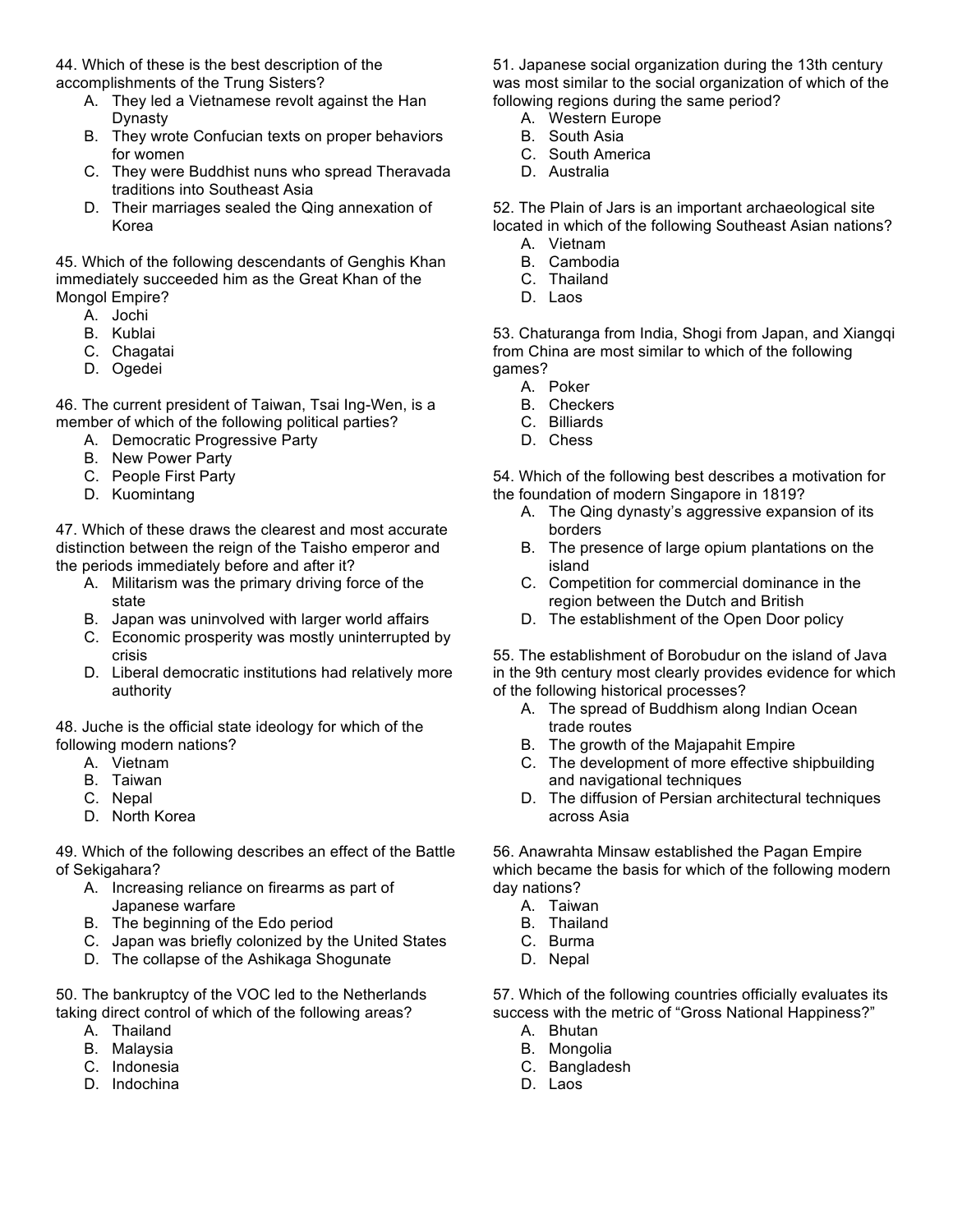44. Which of these is the best description of the accomplishments of the Trung Sisters?

A. They led a Vietnamese revolt against the Han Dynasty
B. They wrote Confucian texts on proper behaviors for women
C. They were Buddhist nuns who spread Theravada traditions into Southeast Asia
D. Their marriages sealed the Qing annexation of Korea

45. Which of the following descendants of Genghis Khan immediately succeeded him as the Great Khan of the Mongol Empire?

A. Jochi
B. Kublai
C. Chagatai
D. Ogedei

46. The current president of Taiwan, Tsai Ing-Wen, is a member of which of the following political parties?

A. Democratic Progressive Party
B. New Power Party
C. People First Party
D. Kuomintang

47. Which of these draws the clearest and most accurate distinction between the reign of the Taisho emperor and the periods immediately before and after it?

A. Militarism was the primary driving force of the state
B. Japan was uninvolved with larger world affairs
C. Economic prosperity was mostly uninterrupted by crisis
D. Liberal democratic institutions had relatively more authority

48. Juche is the official state ideology for which of the following modern nations?

A. Vietnam
B. Taiwan
C. Nepal
D. North Korea

49. Which of the following describes an effect of the Battle of Sekigahara?

A. Increasing reliance on firearms as part of Japanese warfare
B. The beginning of the Edo period
C. Japan was briefly colonized by the United States
D. The collapse of the Ashikaga Shogunate

50. The bankruptcy of the VOC led to the Netherlands taking direct control of which of the following areas?

A. Thailand
B. Malaysia
C. Indonesia
D. Indochina

51. Japanese social organization during the 13th century was most similar to the social organization of which of the following regions during the same period?

A. Western Europe
B. South Asia
C. South America
D. Australia

52. The Plain of Jars is an important archaeological site located in which of the following Southeast Asian nations?

A. Vietnam
B. Cambodia
C. Thailand
D. Laos

53. Chaturanga from India, Shogi from Japan, and Xiangqi from China are most similar to which of the following games?

A. Poker
B. Checkers
C. Billiards
D. Chess

54. Which of the following best describes a motivation for the foundation of modern Singapore in 1819?

A. The Qing dynasty's aggressive expansion of its borders
B. The presence of large opium plantations on the island
C. Competition for commercial dominance in the region between the Dutch and British
D. The establishment of the Open Door policy

55. The establishment of Borobudur on the island of Java in the 9th century most clearly provides evidence for which of the following historical processes?

A. The spread of Buddhism along Indian Ocean trade routes
B. The growth of the Majapahit Empire
C. The development of more effective shipbuilding and navigational techniques
D. The diffusion of Persian architectural techniques across Asia

56. Anawrahta Minsaw established the Pagan Empire which became the basis for which of the following modern day nations?

A. Taiwan
B. Thailand
C. Burma
D. Nepal

57. Which of the following countries officially evaluates its success with the metric of "Gross National Happiness?"

A. Bhutan
B. Mongolia
C. Bangladesh
D. Laos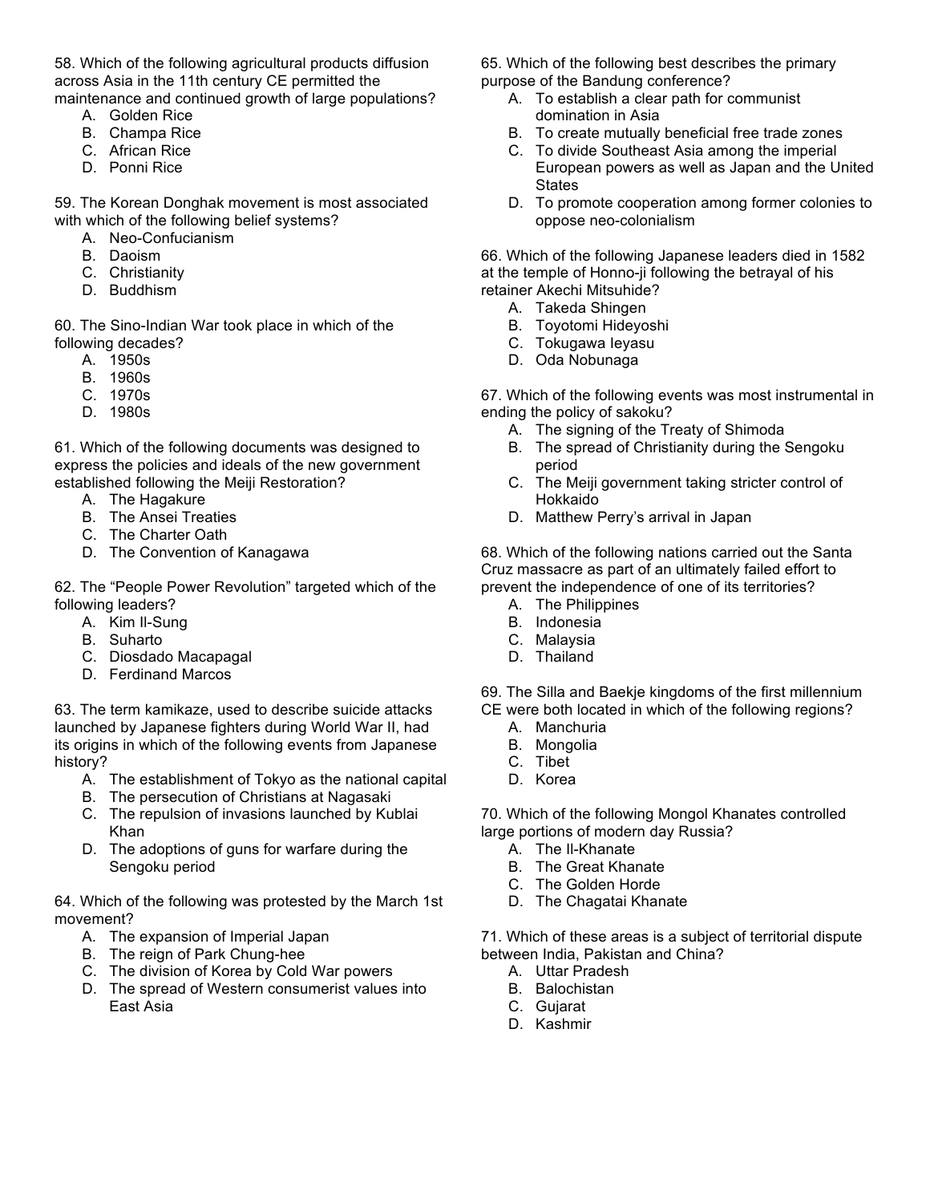58. Which of the following agricultural products diffusion across Asia in the 11th century CE permitted the maintenance and continued growth of large populations?

A. Golden Rice
B. Champa Rice
C. African Rice
D. Ponni Rice

59. The Korean Donghak movement is most associated with which of the following belief systems?

A. Neo-Confucianism
B. Daoism
C. Christianity
D. Buddhism

60. The Sino-Indian War took place in which of the following decades?

A. 1950s
B. 1960s
C. 1970s
D. 1980s

61. Which of the following documents was designed to express the policies and ideals of the new government established following the Meiji Restoration?

A. The Hagakure
B. The Ansei Treaties
C. The Charter Oath
D. The Convention of Kanagawa

62. The "People Power Revolution" targeted which of the following leaders?

A. Kim Il-Sung
B. Suharto
C. Diosdado Macapagal
D. Ferdinand Marcos

63. The term kamikaze, used to describe suicide attacks launched by Japanese fighters during World War II, had its origins in which of the following events from Japanese history?

A. The establishment of Tokyo as the national capital
B. The persecution of Christians at Nagasaki
C. The repulsion of invasions launched by Kublai Khan
D. The adoptions of guns for warfare during the Sengoku period

64. Which of the following was protested by the March 1st movement?

A. The expansion of Imperial Japan
B. The reign of Park Chung-hee
C. The division of Korea by Cold War powers
D. The spread of Western consumerist values into East Asia

65. Which of the following best describes the primary purpose of the Bandung conference?

A. To establish a clear path for communist domination in Asia
B. To create mutually beneficial free trade zones
C. To divide Southeast Asia among the imperial European powers as well as Japan and the United States
D. To promote cooperation among former colonies to oppose neo-colonialism

66. Which of the following Japanese leaders died in 1582 at the temple of Honno-ji following the betrayal of his retainer Akechi Mitsuhide?

A. Takeda Shingen
B. Toyotomi Hideyoshi
C. Tokugawa Ieyasu
D. Oda Nobunaga

67. Which of the following events was most instrumental in ending the policy of sakoku?

A. The signing of the Treaty of Shimoda
B. The spread of Christianity during the Sengoku period
C. The Meiji government taking stricter control of Hokkaido
D. Matthew Perry's arrival in Japan

68. Which of the following nations carried out the Santa Cruz massacre as part of an ultimately failed effort to prevent the independence of one of its territories?

A. The Philippines
B. Indonesia
C. Malaysia
D. Thailand

69. The Silla and Baekje kingdoms of the first millennium CE were both located in which of the following regions?

A. Manchuria
B. Mongolia
C. Tibet
D. Korea

70. Which of the following Mongol Khanates controlled large portions of modern day Russia?

A. The Il-Khanate
B. The Great Khanate
C. The Golden Horde
D. The Chagatai Khanate

71. Which of these areas is a subject of territorial dispute between India, Pakistan and China?

A. Uttar Pradesh
B. Balochistan
C. Gujarat
D. Kashmir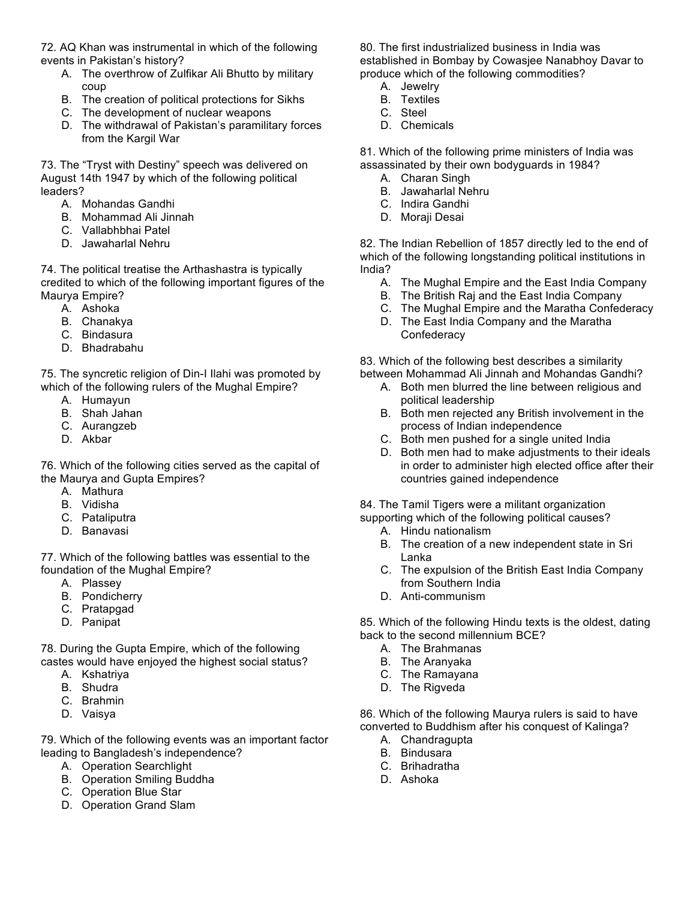72. AQ Khan was instrumental in which of the following events in Pakistan's history?

A. The overthrow of Zulfikar Ali Bhutto by military coup
B. The creation of political protections for Sikhs
C. The development of nuclear weapons
D. The withdrawal of Pakistan's paramilitary forces from the Kargil War

73. The "Tryst with Destiny" speech was delivered on August 14th 1947 by which of the following political leaders?

A. Mohandas Gandhi
B. Mohammad Ali Jinnah
C. Vallabhbhai Patel
D. Jawaharlal Nehru

74. The political treatise the Arthashastra is typically credited to which of the following important figures of the Maurya Empire?

A. Ashoka
B. Chanakya
C. Bindasura
D. Bhadrabahu

75. The syncretic religion of Din-I Ilahi was promoted by which of the following rulers of the Mughal Empire?

A. Humayun
B. Shah Jahan
C. Aurangzeb
D. Akbar

76. Which of the following cities served as the capital of the Maurya and Gupta Empires?

A. Mathura
B. Vidisha
C. Pataliputra
D. Banavasi

77. Which of the following battles was essential to the foundation of the Mughal Empire?

A. Plassey
B. Pondicherry
C. Pratapgad
D. Panipat

78. During the Gupta Empire, which of the following castes would have enjoyed the highest social status?

A. Kshatriya
B. Shudra
C. Brahmin
D. Vaisya

79. Which of the following events was an important factor leading to Bangladesh's independence?

A. Operation Searchlight
B. Operation Smiling Buddha
C. Operation Blue Star
D. Operation Grand Slam

80. The first industrialized business in India was established in Bombay by Cowasjee Nanabhoy Davar to produce which of the following commodities?

A. Jewelry
B. Textiles
C. Steel
D. Chemicals

81. Which of the following prime ministers of India was assassinated by their own bodyguards in 1984?

A. Charan Singh
B. Jawaharlal Nehru
C. Indira Gandhi
D. Moraji Desai

82. The Indian Rebellion of 1857 directly led to the end of which of the following longstanding political institutions in India?

A. The Mughal Empire and the East India Company
B. The British Raj and the East India Company
C. The Mughal Empire and the Maratha Confederacy
D. The East India Company and the Maratha Confederacy

83. Which of the following best describes a similarity between Mohammad Ali Jinnah and Mohandas Gandhi?

A. Both men blurred the line between religious and political leadership
B. Both men rejected any British involvement in the process of Indian independence
C. Both men pushed for a single united India
D. Both men had to make adjustments to their ideals in order to administer high elected office after their countries gained independence

84. The Tamil Tigers were a militant organization supporting which of the following political causes?

A. Hindu nationalism
B. The creation of a new independent state in Sri Lanka
C. The expulsion of the British East India Company from Southern India
D. Anti-communism

85. Which of the following Hindu texts is the oldest, dating back to the second millennium BCE?

A. The Brahmanas
B. The Aranyaka
C. The Ramayana
D. The Rigveda

86. Which of the following Maurya rulers is said to have converted to Buddhism after his conquest of Kalinga?

A. Chandragupta
B. Bindusara
C. Brihadratha
D. Ashoka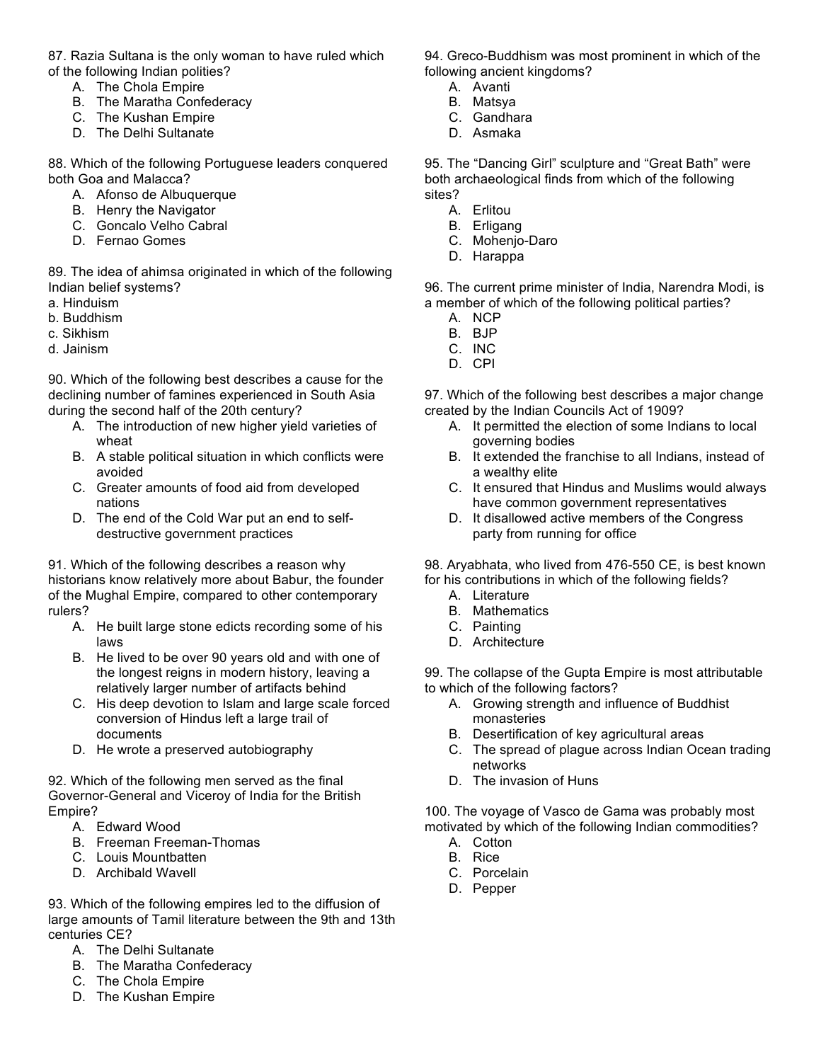87. Razia Sultana is the only woman to have ruled which of the following Indian polities?

A. The Chola Empire
B. The Maratha Confederacy
C. The Kushan Empire
D. The Delhi Sultanate

88. Which of the following Portuguese leaders conquered both Goa and Malacca?

A. Afonso de Albuquerque
B. Henry the Navigator
C. Goncalo Velho Cabral
D. Fernao Gomes

89. The idea of ahimsa originated in which of the following Indian belief systems?

a. Hinduism
b. Buddhism
c. Sikhism
d. Jainism

90. Which of the following best describes a cause for the declining number of famines experienced in South Asia during the second half of the 20th century?

A. The introduction of new higher yield varieties of wheat
B. A stable political situation in which conflicts were avoided
C. Greater amounts of food aid from developed nations
D. The end of the Cold War put an end to self-destructive government practices

91. Which of the following describes a reason why historians know relatively more about Babur, the founder of the Mughal Empire, compared to other contemporary rulers?

A. He built large stone edicts recording some of his laws
B. He lived to be over 90 years old and with one of the longest reigns in modern history, leaving a relatively larger number of artifacts behind
C. His deep devotion to Islam and large scale forced conversion of Hindus left a large trail of documents
D. He wrote a preserved autobiography

92. Which of the following men served as the final Governor-General and Viceroy of India for the British Empire?

A. Edward Wood
B. Freeman Freeman-Thomas
C. Louis Mountbatten
D. Archibald Wavell

93. Which of the following empires led to the diffusion of large amounts of Tamil literature between the 9th and 13th centuries CE?

A. The Delhi Sultanate
B. The Maratha Confederacy
C. The Chola Empire
D. The Kushan Empire

94. Greco-Buddhism was most prominent in which of the following ancient kingdoms?

A. Avanti
B. Matsya
C. Gandhara
D. Asmaka

95. The "Dancing Girl" sculpture and "Great Bath" were both archaeological finds from which of the following sites?

A. Erlitou
B. Erligang
C. Mohenjo-Daro
D. Harappa

96. The current prime minister of India, Narendra Modi, is a member of which of the following political parties?

A. NCP
B. BJP
C. INC
D. CPI

97. Which of the following best describes a major change created by the Indian Councils Act of 1909?

A. It permitted the election of some Indians to local governing bodies
B. It extended the franchise to all Indians, instead of a wealthy elite
C. It ensured that Hindus and Muslims would always have common government representatives
D. It disallowed active members of the Congress party from running for office

98. Aryabhata, who lived from 476-550 CE, is best known for his contributions in which of the following fields?

A. Literature
B. Mathematics
C. Painting
D. Architecture

99. The collapse of the Gupta Empire is most attributable to which of the following factors?

A. Growing strength and influence of Buddhist monasteries
B. Desertification of key agricultural areas
C. The spread of plague across Indian Ocean trading networks
D. The invasion of Huns

100. The voyage of Vasco de Gama was probably most motivated by which of the following Indian commodities?

A. Cotton
B. Rice
C. Porcelain
D. Pepper